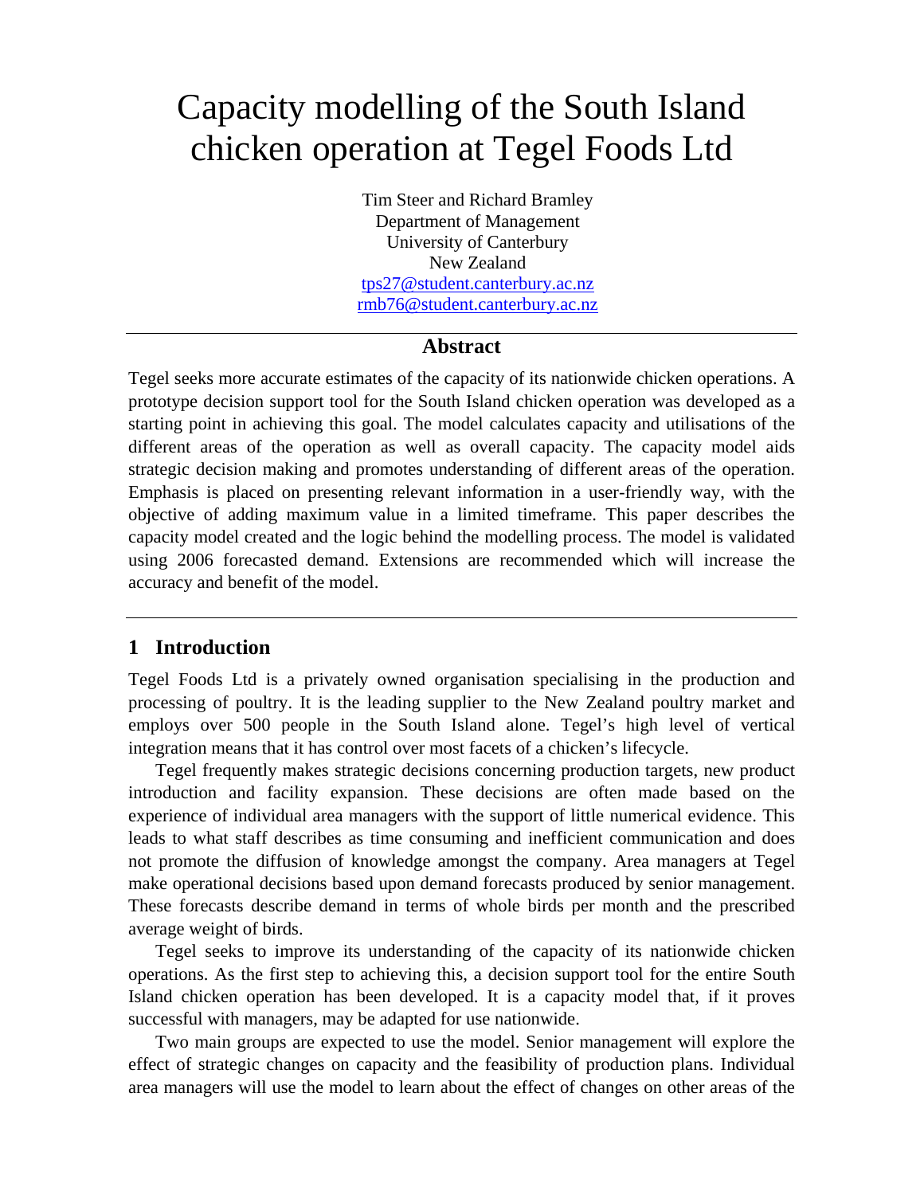# Capacity modelling of the South Island chicken operation at Tegel Foods Ltd

Tim Steer and Richard Bramley
Department of Management
University of Canterbury
New Zealand
tps27@student.canterbury.ac.nz
rmb76@student.canterbury.ac.nz

## Abstract

Tegel seeks more accurate estimates of the capacity of its nationwide chicken operations. A prototype decision support tool for the South Island chicken operation was developed as a starting point in achieving this goal. The model calculates capacity and utilisations of the different areas of the operation as well as overall capacity. The capacity model aids strategic decision making and promotes understanding of different areas of the operation. Emphasis is placed on presenting relevant information in a user-friendly way, with the objective of adding maximum value in a limited timeframe. This paper describes the capacity model created and the logic behind the modelling process. The model is validated using 2006 forecasted demand. Extensions are recommended which will increase the accuracy and benefit of the model.

## 1 Introduction

Tegel Foods Ltd is a privately owned organisation specialising in the production and processing of poultry. It is the leading supplier to the New Zealand poultry market and employs over 500 people in the South Island alone. Tegel's high level of vertical integration means that it has control over most facets of a chicken's lifecycle.

Tegel frequently makes strategic decisions concerning production targets, new product introduction and facility expansion. These decisions are often made based on the experience of individual area managers with the support of little numerical evidence. This leads to what staff describes as time consuming and inefficient communication and does not promote the diffusion of knowledge amongst the company. Area managers at Tegel make operational decisions based upon demand forecasts produced by senior management. These forecasts describe demand in terms of whole birds per month and the prescribed average weight of birds.

Tegel seeks to improve its understanding of the capacity of its nationwide chicken operations. As the first step to achieving this, a decision support tool for the entire South Island chicken operation has been developed. It is a capacity model that, if it proves successful with managers, may be adapted for use nationwide.

Two main groups are expected to use the model. Senior management will explore the effect of strategic changes on capacity and the feasibility of production plans. Individual area managers will use the model to learn about the effect of changes on other areas of the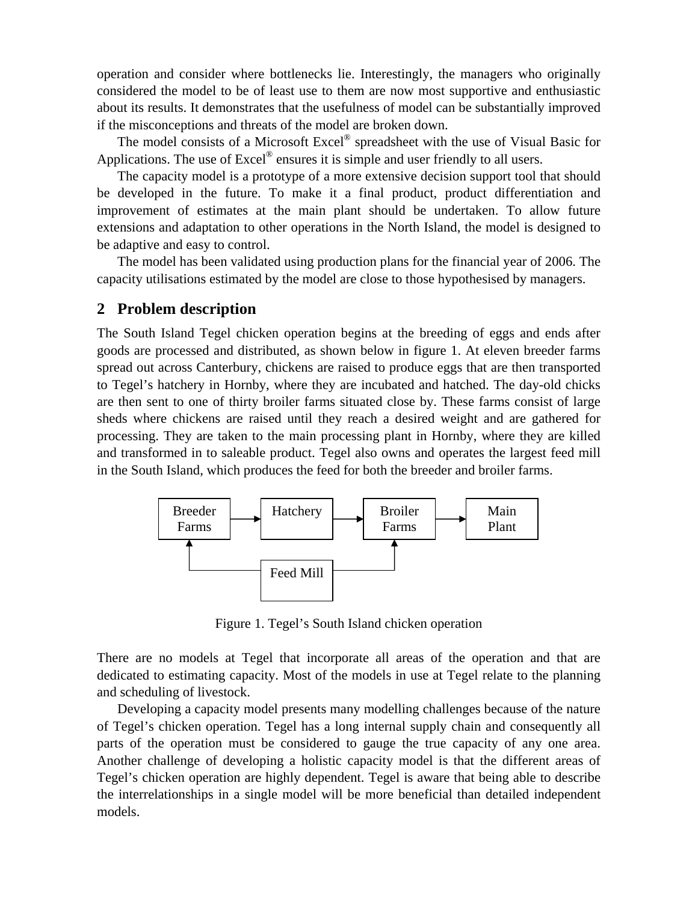operation and consider where bottlenecks lie. Interestingly, the managers who originally considered the model to be of least use to them are now most supportive and enthusiastic about its results. It demonstrates that the usefulness of model can be substantially improved if the misconceptions and threats of the model are broken down.

The model consists of a Microsoft Excel® spreadsheet with the use of Visual Basic for Applications. The use of Excel® ensures it is simple and user friendly to all users.

The capacity model is a prototype of a more extensive decision support tool that should be developed in the future. To make it a final product, product differentiation and improvement of estimates at the main plant should be undertaken. To allow future extensions and adaptation to other operations in the North Island, the model is designed to be adaptive and easy to control.

The model has been validated using production plans for the financial year of 2006. The capacity utilisations estimated by the model are close to those hypothesised by managers.

## 2 Problem description

The South Island Tegel chicken operation begins at the breeding of eggs and ends after goods are processed and distributed, as shown below in figure 1. At eleven breeder farms spread out across Canterbury, chickens are raised to produce eggs that are then transported to Tegel's hatchery in Hornby, where they are incubated and hatched. The day-old chicks are then sent to one of thirty broiler farms situated close by. These farms consist of large sheds where chickens are raised until they reach a desired weight and are gathered for processing. They are taken to the main processing plant in Hornby, where they are killed and transformed in to saleable product. Tegel also owns and operates the largest feed mill in the South Island, which produces the feed for both the breeder and broiler farms.

Breeder Farms → Hatchery → Broiler Farms → Main Plant

Feed Mill → Breeder Farms; Feed Mill → Broiler Farms

Figure 1. Tegel's South Island chicken operation

There are no models at Tegel that incorporate all areas of the operation and that are dedicated to estimating capacity. Most of the models in use at Tegel relate to the planning and scheduling of livestock.

Developing a capacity model presents many modelling challenges because of the nature of Tegel's chicken operation. Tegel has a long internal supply chain and consequently all parts of the operation must be considered to gauge the true capacity of any one area. Another challenge of developing a holistic capacity model is that the different areas of Tegel's chicken operation are highly dependent. Tegel is aware that being able to describe the interrelationships in a single model will be more beneficial than detailed independent models.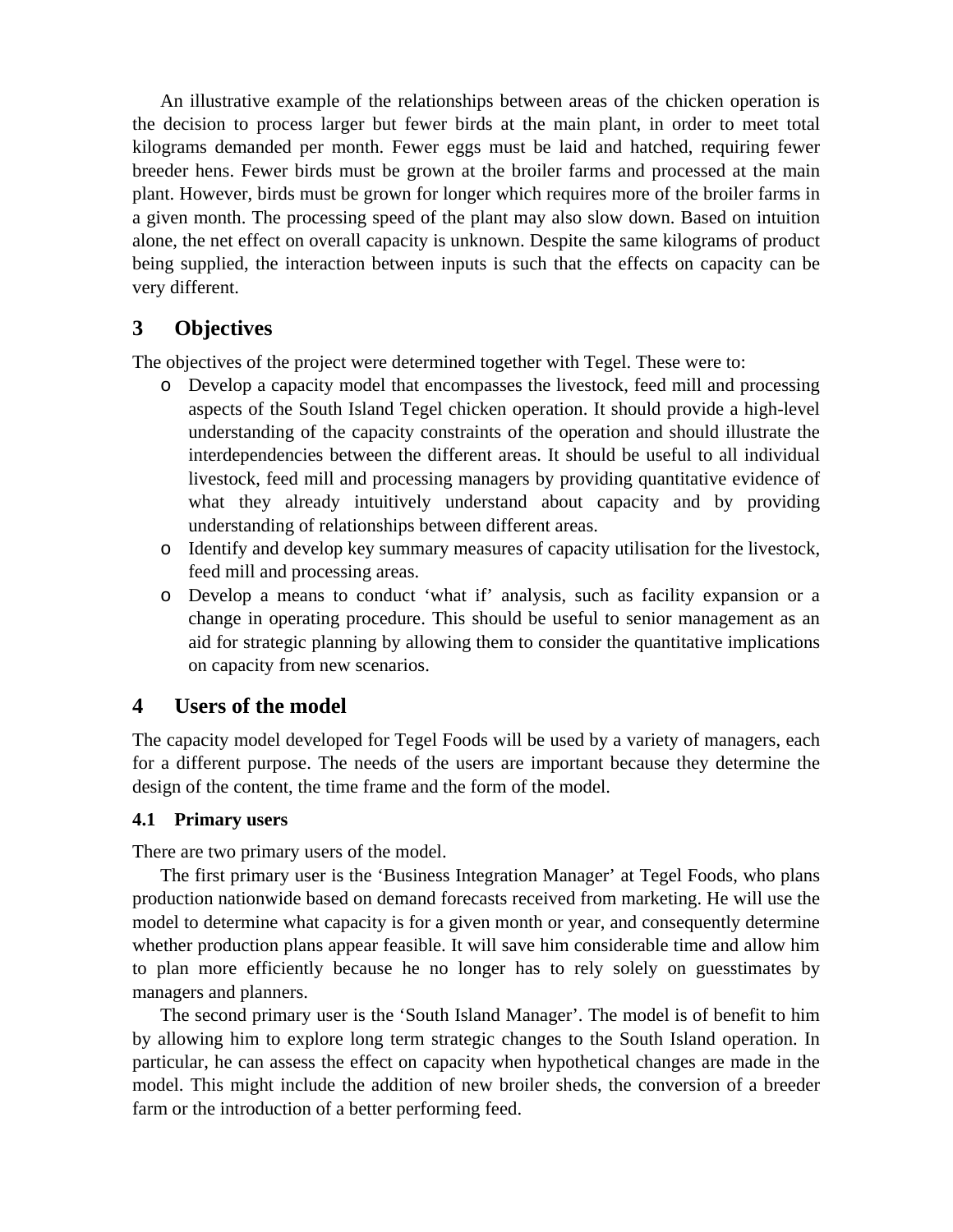An illustrative example of the relationships between areas of the chicken operation is the decision to process larger but fewer birds at the main plant, in order to meet total kilograms demanded per month. Fewer eggs must be laid and hatched, requiring fewer breeder hens. Fewer birds must be grown at the broiler farms and processed at the main plant. However, birds must be grown for longer which requires more of the broiler farms in a given month. The processing speed of the plant may also slow down. Based on intuition alone, the net effect on overall capacity is unknown. Despite the same kilograms of product being supplied, the interaction between inputs is such that the effects on capacity can be very different.

# 3 Objectives

The objectives of the project were determined together with Tegel. These were to:

- Develop a capacity model that encompasses the livestock, feed mill and processing aspects of the South Island Tegel chicken operation. It should provide a high-level understanding of the capacity constraints of the operation and should illustrate the interdependencies between the different areas. It should be useful to all individual livestock, feed mill and processing managers by providing quantitative evidence of what they already intuitively understand about capacity and by providing understanding of relationships between different areas.
- Identify and develop key summary measures of capacity utilisation for the livestock, feed mill and processing areas.
- Develop a means to conduct 'what if' analysis, such as facility expansion or a change in operating procedure. This should be useful to senior management as an aid for strategic planning by allowing them to consider the quantitative implications on capacity from new scenarios.

# 4 Users of the model

The capacity model developed for Tegel Foods will be used by a variety of managers, each for a different purpose. The needs of the users are important because they determine the design of the content, the time frame and the form of the model.

## 4.1 Primary users

There are two primary users of the model.

The first primary user is the 'Business Integration Manager' at Tegel Foods, who plans production nationwide based on demand forecasts received from marketing. He will use the model to determine what capacity is for a given month or year, and consequently determine whether production plans appear feasible. It will save him considerable time and allow him to plan more efficiently because he no longer has to rely solely on guesstimates by managers and planners.

The second primary user is the 'South Island Manager'. The model is of benefit to him by allowing him to explore long term strategic changes to the South Island operation. In particular, he can assess the effect on capacity when hypothetical changes are made in the model. This might include the addition of new broiler sheds, the conversion of a breeder farm or the introduction of a better performing feed.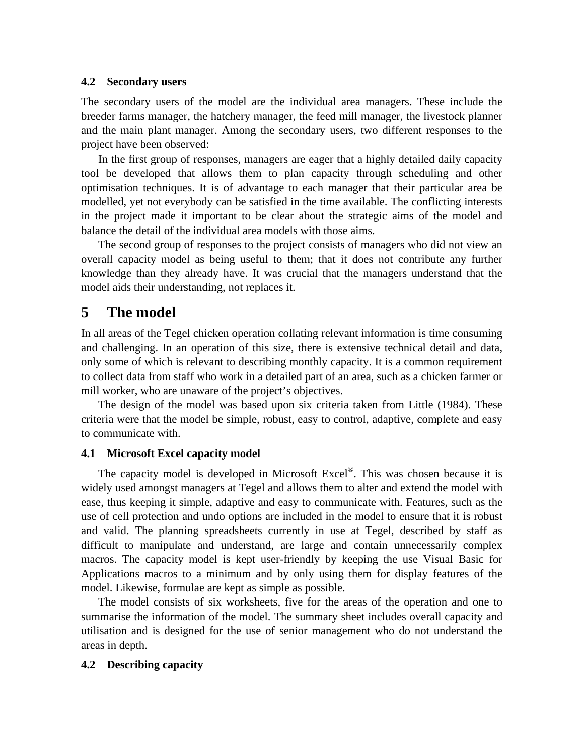### 4.2 Secondary users

The secondary users of the model are the individual area managers. These include the breeder farms manager, the hatchery manager, the feed mill manager, the livestock planner and the main plant manager. Among the secondary users, two different responses to the project have been observed:

In the first group of responses, managers are eager that a highly detailed daily capacity tool be developed that allows them to plan capacity through scheduling and other optimisation techniques. It is of advantage to each manager that their particular area be modelled, yet not everybody can be satisfied in the time available. The conflicting interests in the project made it important to be clear about the strategic aims of the model and balance the detail of the individual area models with those aims.

The second group of responses to the project consists of managers who did not view an overall capacity model as being useful to them; that it does not contribute any further knowledge than they already have. It was crucial that the managers understand that the model aids their understanding, not replaces it.

## 5 The model

In all areas of the Tegel chicken operation collating relevant information is time consuming and challenging. In an operation of this size, there is extensive technical detail and data, only some of which is relevant to describing monthly capacity. It is a common requirement to collect data from staff who work in a detailed part of an area, such as a chicken farmer or mill worker, who are unaware of the project's objectives.

The design of the model was based upon six criteria taken from Little (1984). These criteria were that the model be simple, robust, easy to control, adaptive, complete and easy to communicate with.

### 4.1 Microsoft Excel capacity model

The capacity model is developed in Microsoft Excel®. This was chosen because it is widely used amongst managers at Tegel and allows them to alter and extend the model with ease, thus keeping it simple, adaptive and easy to communicate with. Features, such as the use of cell protection and undo options are included in the model to ensure that it is robust and valid. The planning spreadsheets currently in use at Tegel, described by staff as difficult to manipulate and understand, are large and contain unnecessarily complex macros. The capacity model is kept user-friendly by keeping the use Visual Basic for Applications macros to a minimum and by only using them for display features of the model. Likewise, formulae are kept as simple as possible.

The model consists of six worksheets, five for the areas of the operation and one to summarise the information of the model. The summary sheet includes overall capacity and utilisation and is designed for the use of senior management who do not understand the areas in depth.

### 4.2 Describing capacity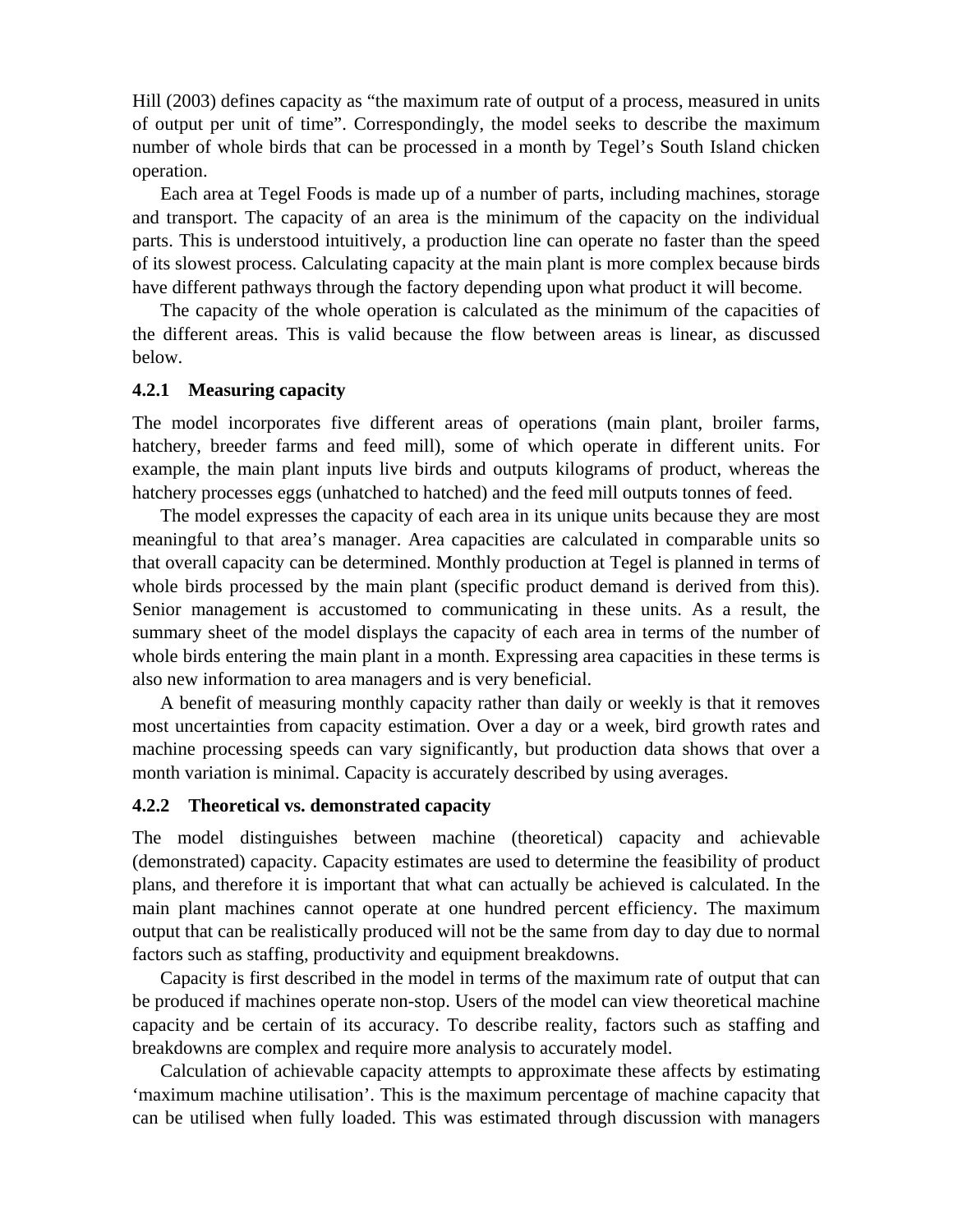Hill (2003) defines capacity as "the maximum rate of output of a process, measured in units of output per unit of time". Correspondingly, the model seeks to describe the maximum number of whole birds that can be processed in a month by Tegel's South Island chicken operation.

Each area at Tegel Foods is made up of a number of parts, including machines, storage and transport. The capacity of an area is the minimum of the capacity on the individual parts. This is understood intuitively, a production line can operate no faster than the speed of its slowest process. Calculating capacity at the main plant is more complex because birds have different pathways through the factory depending upon what product it will become.

The capacity of the whole operation is calculated as the minimum of the capacities of the different areas. This is valid because the flow between areas is linear, as discussed below.

### 4.2.1 Measuring capacity

The model incorporates five different areas of operations (main plant, broiler farms, hatchery, breeder farms and feed mill), some of which operate in different units. For example, the main plant inputs live birds and outputs kilograms of product, whereas the hatchery processes eggs (unhatched to hatched) and the feed mill outputs tonnes of feed.

The model expresses the capacity of each area in its unique units because they are most meaningful to that area's manager. Area capacities are calculated in comparable units so that overall capacity can be determined. Monthly production at Tegel is planned in terms of whole birds processed by the main plant (specific product demand is derived from this). Senior management is accustomed to communicating in these units. As a result, the summary sheet of the model displays the capacity of each area in terms of the number of whole birds entering the main plant in a month. Expressing area capacities in these terms is also new information to area managers and is very beneficial.

A benefit of measuring monthly capacity rather than daily or weekly is that it removes most uncertainties from capacity estimation. Over a day or a week, bird growth rates and machine processing speeds can vary significantly, but production data shows that over a month variation is minimal. Capacity is accurately described by using averages.

### 4.2.2 Theoretical vs. demonstrated capacity

The model distinguishes between machine (theoretical) capacity and achievable (demonstrated) capacity. Capacity estimates are used to determine the feasibility of product plans, and therefore it is important that what can actually be achieved is calculated. In the main plant machines cannot operate at one hundred percent efficiency. The maximum output that can be realistically produced will not be the same from day to day due to normal factors such as staffing, productivity and equipment breakdowns.

Capacity is first described in the model in terms of the maximum rate of output that can be produced if machines operate non-stop. Users of the model can view theoretical machine capacity and be certain of its accuracy. To describe reality, factors such as staffing and breakdowns are complex and require more analysis to accurately model.

Calculation of achievable capacity attempts to approximate these affects by estimating 'maximum machine utilisation'. This is the maximum percentage of machine capacity that can be utilised when fully loaded. This was estimated through discussion with managers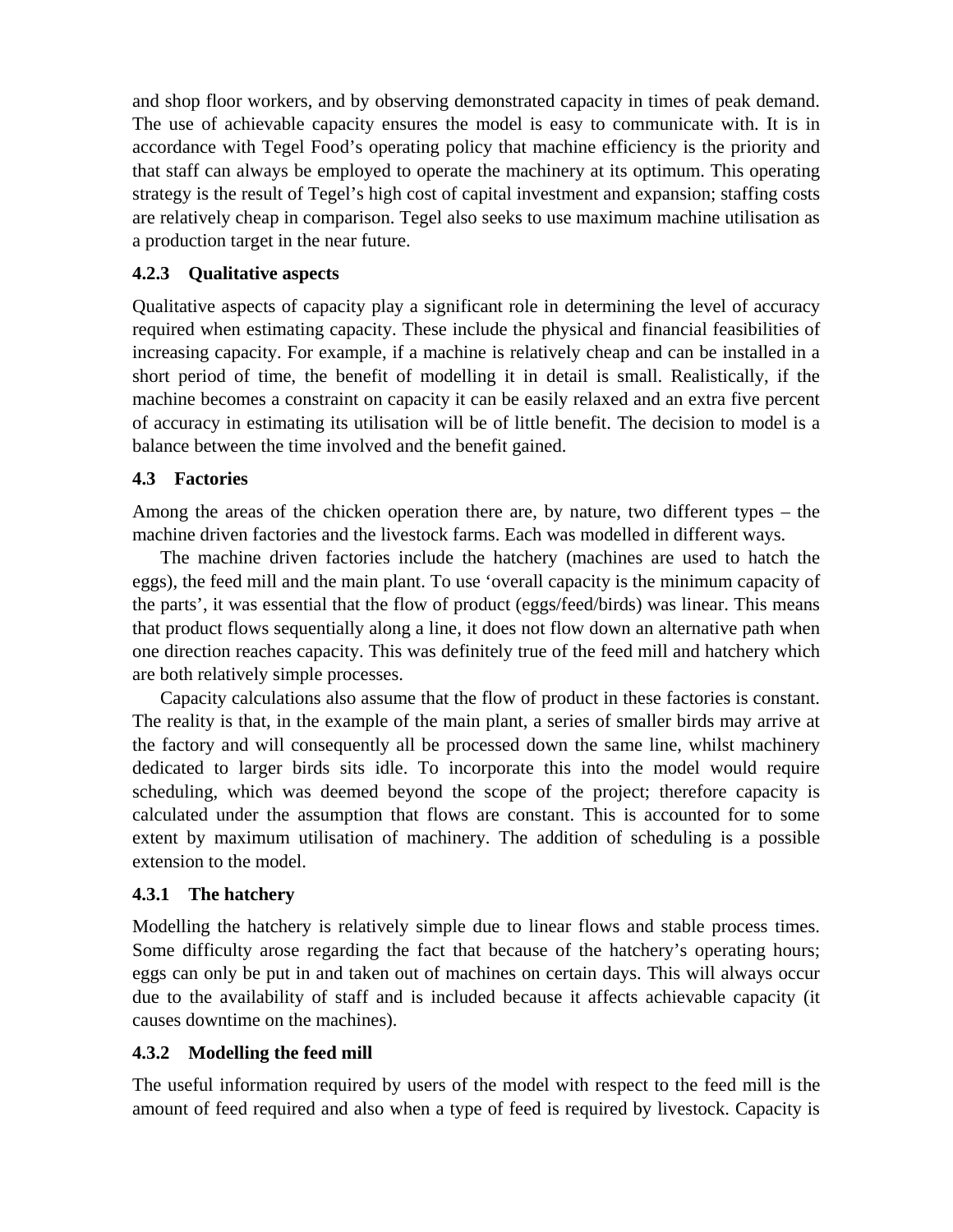and shop floor workers, and by observing demonstrated capacity in times of peak demand. The use of achievable capacity ensures the model is easy to communicate with. It is in accordance with Tegel Food's operating policy that machine efficiency is the priority and that staff can always be employed to operate the machinery at its optimum. This operating strategy is the result of Tegel's high cost of capital investment and expansion; staffing costs are relatively cheap in comparison. Tegel also seeks to use maximum machine utilisation as a production target in the near future.

### 4.2.3 Qualitative aspects

Qualitative aspects of capacity play a significant role in determining the level of accuracy required when estimating capacity. These include the physical and financial feasibilities of increasing capacity. For example, if a machine is relatively cheap and can be installed in a short period of time, the benefit of modelling it in detail is small. Realistically, if the machine becomes a constraint on capacity it can be easily relaxed and an extra five percent of accuracy in estimating its utilisation will be of little benefit. The decision to model is a balance between the time involved and the benefit gained.

## 4.3 Factories

Among the areas of the chicken operation there are, by nature, two different types – the machine driven factories and the livestock farms. Each was modelled in different ways.

The machine driven factories include the hatchery (machines are used to hatch the eggs), the feed mill and the main plant. To use 'overall capacity is the minimum capacity of the parts', it was essential that the flow of product (eggs/feed/birds) was linear. This means that product flows sequentially along a line, it does not flow down an alternative path when one direction reaches capacity. This was definitely true of the feed mill and hatchery which are both relatively simple processes.

Capacity calculations also assume that the flow of product in these factories is constant. The reality is that, in the example of the main plant, a series of smaller birds may arrive at the factory and will consequently all be processed down the same line, whilst machinery dedicated to larger birds sits idle. To incorporate this into the model would require scheduling, which was deemed beyond the scope of the project; therefore capacity is calculated under the assumption that flows are constant. This is accounted for to some extent by maximum utilisation of machinery. The addition of scheduling is a possible extension to the model.

### 4.3.1 The hatchery

Modelling the hatchery is relatively simple due to linear flows and stable process times. Some difficulty arose regarding the fact that because of the hatchery's operating hours; eggs can only be put in and taken out of machines on certain days. This will always occur due to the availability of staff and is included because it affects achievable capacity (it causes downtime on the machines).

### 4.3.2 Modelling the feed mill

The useful information required by users of the model with respect to the feed mill is the amount of feed required and also when a type of feed is required by livestock. Capacity is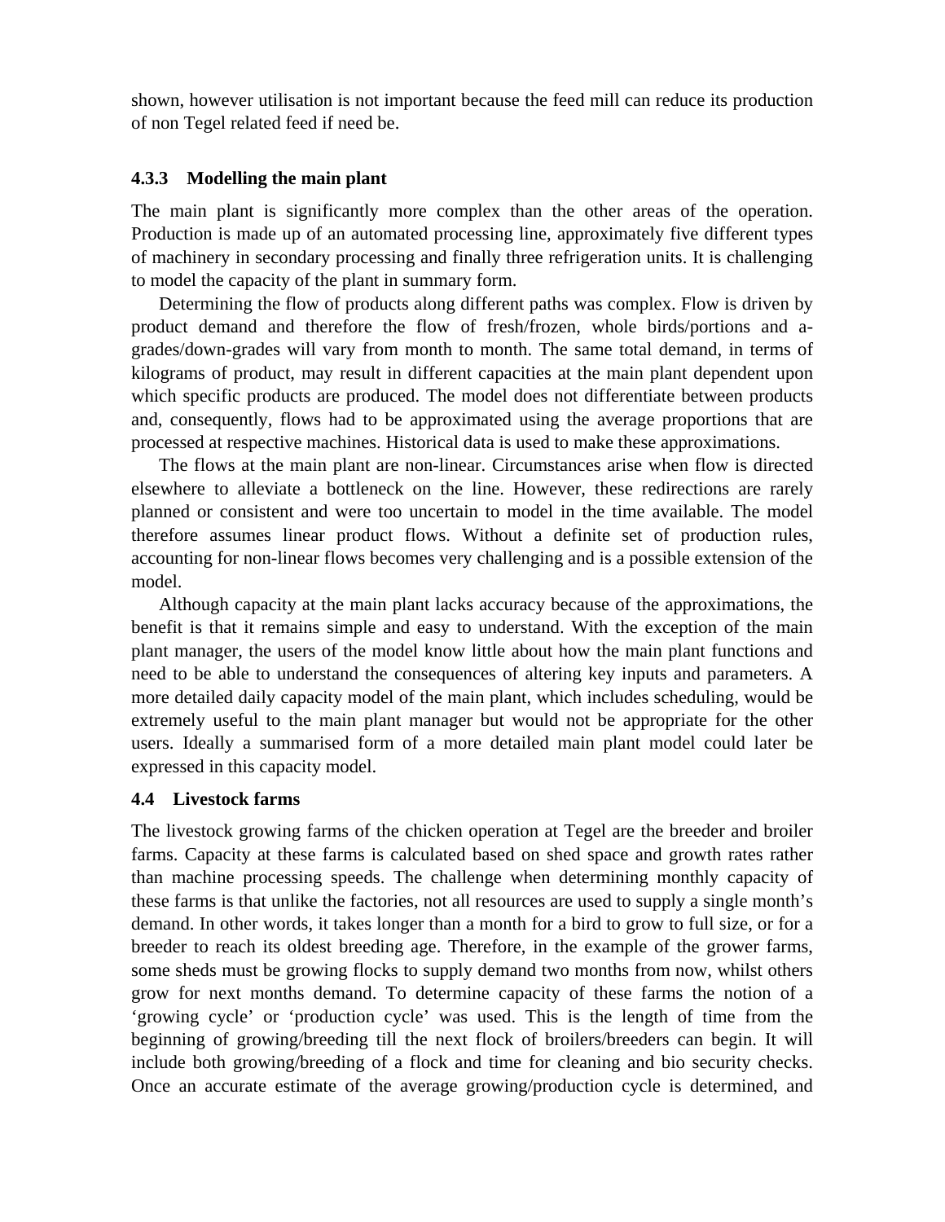shown, however utilisation is not important because the feed mill can reduce its production of non Tegel related feed if need be.

### 4.3.3 Modelling the main plant

The main plant is significantly more complex than the other areas of the operation. Production is made up of an automated processing line, approximately five different types of machinery in secondary processing and finally three refrigeration units. It is challenging to model the capacity of the plant in summary form.

Determining the flow of products along different paths was complex. Flow is driven by product demand and therefore the flow of fresh/frozen, whole birds/portions and a-grades/down-grades will vary from month to month. The same total demand, in terms of kilograms of product, may result in different capacities at the main plant dependent upon which specific products are produced. The model does not differentiate between products and, consequently, flows had to be approximated using the average proportions that are processed at respective machines. Historical data is used to make these approximations.

The flows at the main plant are non-linear. Circumstances arise when flow is directed elsewhere to alleviate a bottleneck on the line. However, these redirections are rarely planned or consistent and were too uncertain to model in the time available. The model therefore assumes linear product flows. Without a definite set of production rules, accounting for non-linear flows becomes very challenging and is a possible extension of the model.

Although capacity at the main plant lacks accuracy because of the approximations, the benefit is that it remains simple and easy to understand. With the exception of the main plant manager, the users of the model know little about how the main plant functions and need to be able to understand the consequences of altering key inputs and parameters. A more detailed daily capacity model of the main plant, which includes scheduling, would be extremely useful to the main plant manager but would not be appropriate for the other users. Ideally a summarised form of a more detailed main plant model could later be expressed in this capacity model.

## 4.4 Livestock farms

The livestock growing farms of the chicken operation at Tegel are the breeder and broiler farms. Capacity at these farms is calculated based on shed space and growth rates rather than machine processing speeds. The challenge when determining monthly capacity of these farms is that unlike the factories, not all resources are used to supply a single month's demand. In other words, it takes longer than a month for a bird to grow to full size, or for a breeder to reach its oldest breeding age. Therefore, in the example of the grower farms, some sheds must be growing flocks to supply demand two months from now, whilst others grow for next months demand. To determine capacity of these farms the notion of a 'growing cycle' or 'production cycle' was used. This is the length of time from the beginning of growing/breeding till the next flock of broilers/breeders can begin. It will include both growing/breeding of a flock and time for cleaning and bio security checks. Once an accurate estimate of the average growing/production cycle is determined, and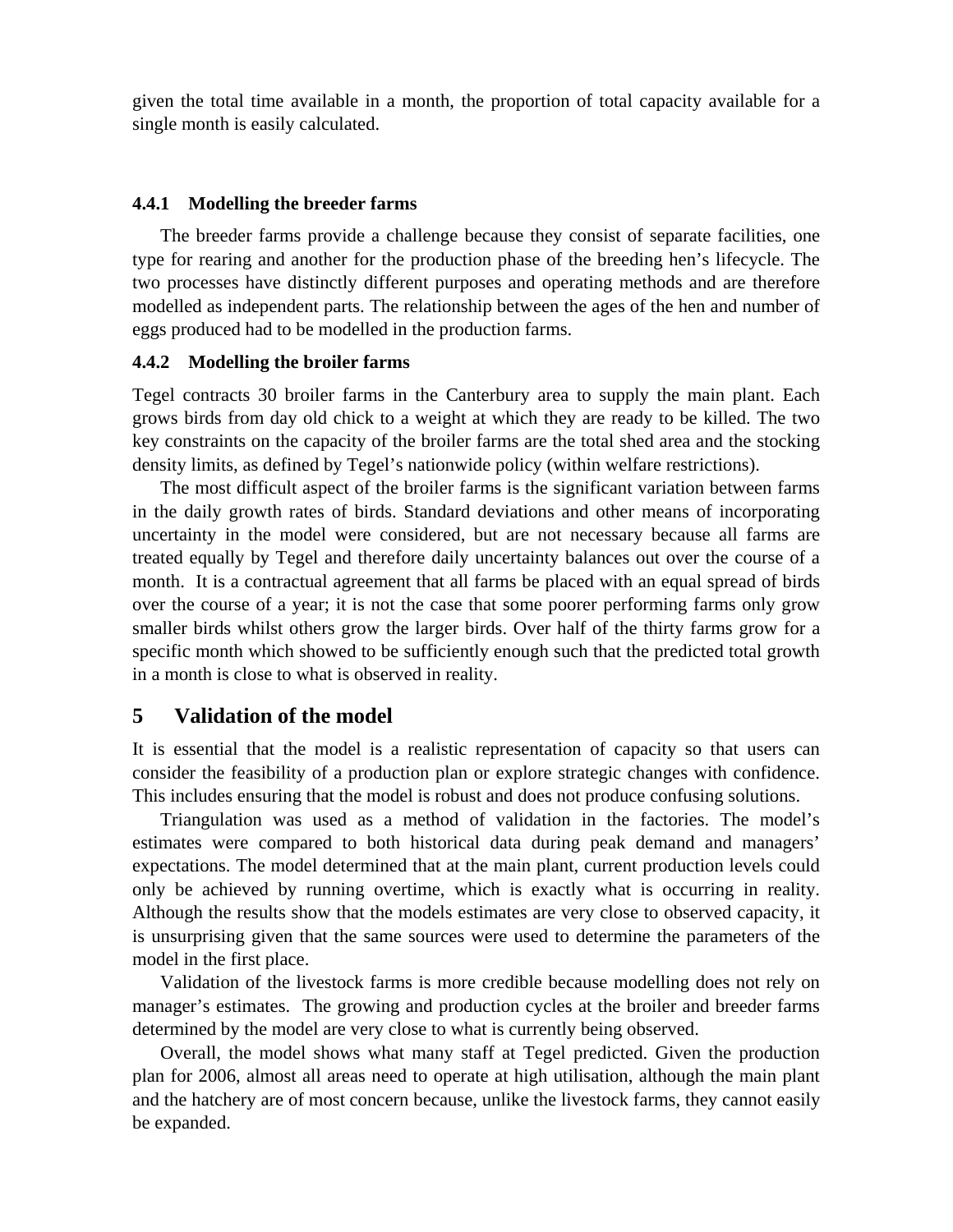given the total time available in a month, the proportion of total capacity available for a single month is easily calculated.

#### 4.4.1 Modelling the breeder farms

The breeder farms provide a challenge because they consist of separate facilities, one type for rearing and another for the production phase of the breeding hen's lifecycle. The two processes have distinctly different purposes and operating methods and are therefore modelled as independent parts. The relationship between the ages of the hen and number of eggs produced had to be modelled in the production farms.

#### 4.4.2 Modelling the broiler farms

Tegel contracts 30 broiler farms in the Canterbury area to supply the main plant. Each grows birds from day old chick to a weight at which they are ready to be killed. The two key constraints on the capacity of the broiler farms are the total shed area and the stocking density limits, as defined by Tegel's nationwide policy (within welfare restrictions).

The most difficult aspect of the broiler farms is the significant variation between farms in the daily growth rates of birds. Standard deviations and other means of incorporating uncertainty in the model were considered, but are not necessary because all farms are treated equally by Tegel and therefore daily uncertainty balances out over the course of a month. It is a contractual agreement that all farms be placed with an equal spread of birds over the course of a year; it is not the case that some poorer performing farms only grow smaller birds whilst others grow the larger birds. Over half of the thirty farms grow for a specific month which showed to be sufficiently enough such that the predicted total growth in a month is close to what is observed in reality.

## 5 Validation of the model

It is essential that the model is a realistic representation of capacity so that users can consider the feasibility of a production plan or explore strategic changes with confidence. This includes ensuring that the model is robust and does not produce confusing solutions.

Triangulation was used as a method of validation in the factories. The model's estimates were compared to both historical data during peak demand and managers' expectations. The model determined that at the main plant, current production levels could only be achieved by running overtime, which is exactly what is occurring in reality. Although the results show that the models estimates are very close to observed capacity, it is unsurprising given that the same sources were used to determine the parameters of the model in the first place.

Validation of the livestock farms is more credible because modelling does not rely on manager's estimates. The growing and production cycles at the broiler and breeder farms determined by the model are very close to what is currently being observed.

Overall, the model shows what many staff at Tegel predicted. Given the production plan for 2006, almost all areas need to operate at high utilisation, although the main plant and the hatchery are of most concern because, unlike the livestock farms, they cannot easily be expanded.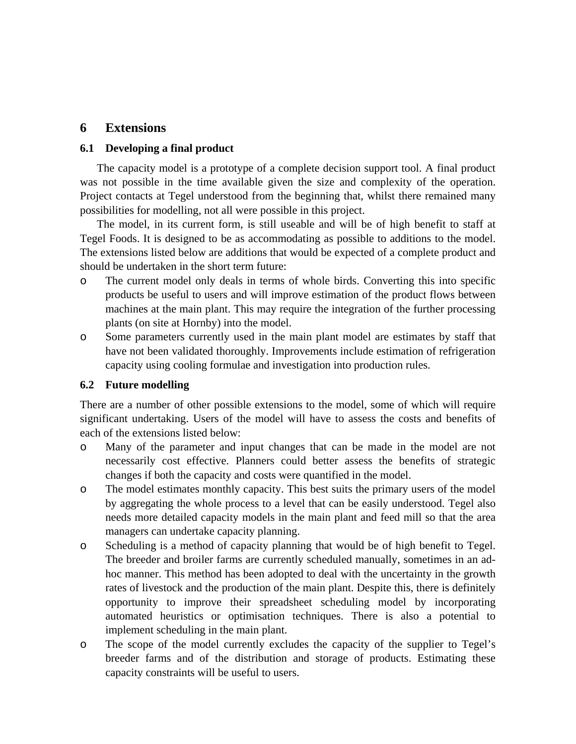# 6 Extensions

## 6.1 Developing a final product

The capacity model is a prototype of a complete decision support tool. A final product was not possible in the time available given the size and complexity of the operation. Project contacts at Tegel understood from the beginning that, whilst there remained many possibilities for modelling, not all were possible in this project.

The model, in its current form, is still useable and will be of high benefit to staff at Tegel Foods. It is designed to be as accommodating as possible to additions to the model. The extensions listed below are additions that would be expected of a complete product and should be undertaken in the short term future:

- The current model only deals in terms of whole birds. Converting this into specific products be useful to users and will improve estimation of the product flows between machines at the main plant. This may require the integration of the further processing plants (on site at Hornby) into the model.
- Some parameters currently used in the main plant model are estimates by staff that have not been validated thoroughly. Improvements include estimation of refrigeration capacity using cooling formulae and investigation into production rules.

## 6.2 Future modelling

There are a number of other possible extensions to the model, some of which will require significant undertaking. Users of the model will have to assess the costs and benefits of each of the extensions listed below:

- Many of the parameter and input changes that can be made in the model are not necessarily cost effective. Planners could better assess the benefits of strategic changes if both the capacity and costs were quantified in the model.
- The model estimates monthly capacity. This best suits the primary users of the model by aggregating the whole process to a level that can be easily understood. Tegel also needs more detailed capacity models in the main plant and feed mill so that the area managers can undertake capacity planning.
- Scheduling is a method of capacity planning that would be of high benefit to Tegel. The breeder and broiler farms are currently scheduled manually, sometimes in an ad-hoc manner. This method has been adopted to deal with the uncertainty in the growth rates of livestock and the production of the main plant. Despite this, there is definitely opportunity to improve their spreadsheet scheduling model by incorporating automated heuristics or optimisation techniques. There is also a potential to implement scheduling in the main plant.
- The scope of the model currently excludes the capacity of the supplier to Tegel's breeder farms and of the distribution and storage of products. Estimating these capacity constraints will be useful to users.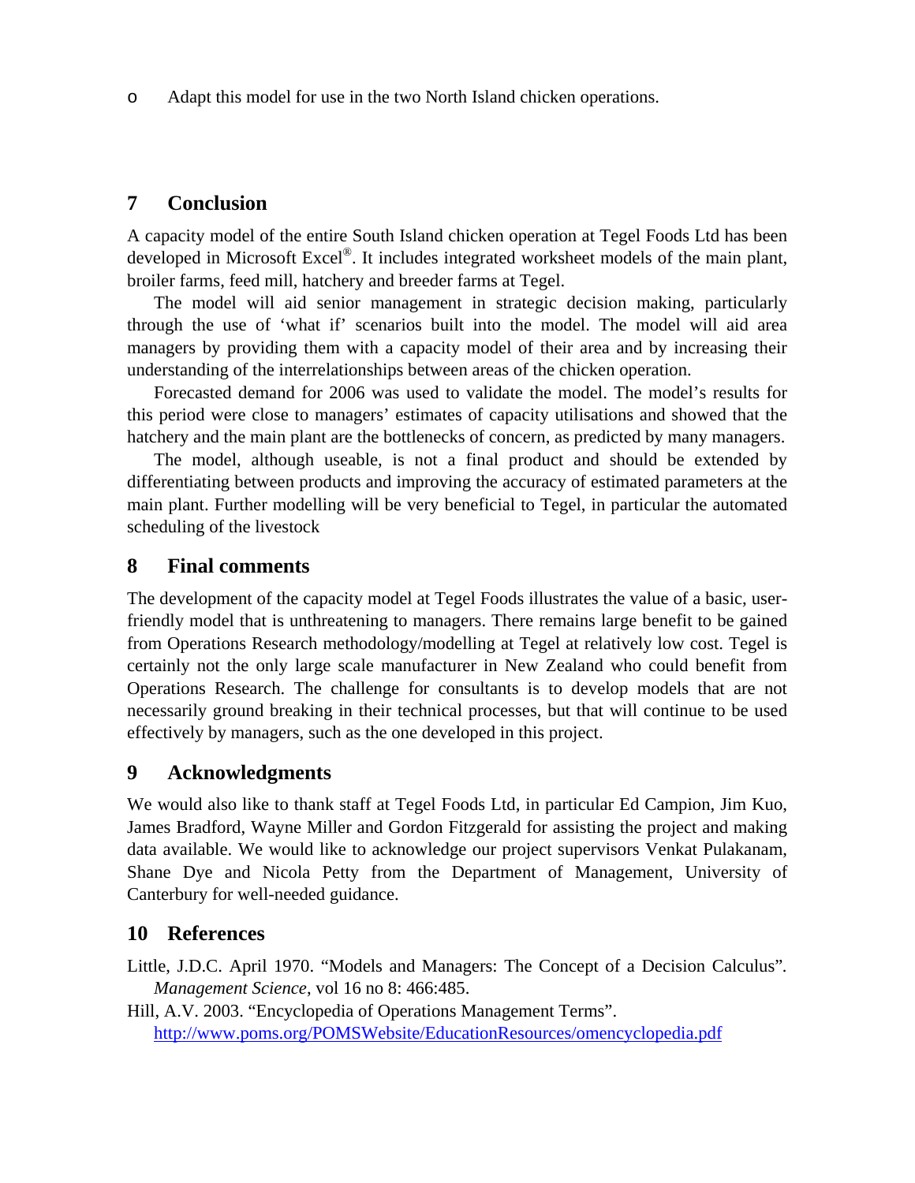- Adapt this model for use in the two North Island chicken operations.

## 7 Conclusion

A capacity model of the entire South Island chicken operation at Tegel Foods Ltd has been developed in Microsoft Excel®. It includes integrated worksheet models of the main plant, broiler farms, feed mill, hatchery and breeder farms at Tegel.

The model will aid senior management in strategic decision making, particularly through the use of 'what if' scenarios built into the model. The model will aid area managers by providing them with a capacity model of their area and by increasing their understanding of the interrelationships between areas of the chicken operation.

Forecasted demand for 2006 was used to validate the model. The model's results for this period were close to managers' estimates of capacity utilisations and showed that the hatchery and the main plant are the bottlenecks of concern, as predicted by many managers.

The model, although useable, is not a final product and should be extended by differentiating between products and improving the accuracy of estimated parameters at the main plant. Further modelling will be very beneficial to Tegel, in particular the automated scheduling of the livestock

## 8 Final comments

The development of the capacity model at Tegel Foods illustrates the value of a basic, user-friendly model that is unthreatening to managers. There remains large benefit to be gained from Operations Research methodology/modelling at Tegel at relatively low cost. Tegel is certainly not the only large scale manufacturer in New Zealand who could benefit from Operations Research. The challenge for consultants is to develop models that are not necessarily ground breaking in their technical processes, but that will continue to be used effectively by managers, such as the one developed in this project.

## 9 Acknowledgments

We would also like to thank staff at Tegel Foods Ltd, in particular Ed Campion, Jim Kuo, James Bradford, Wayne Miller and Gordon Fitzgerald for assisting the project and making data available. We would like to acknowledge our project supervisors Venkat Pulakanam, Shane Dye and Nicola Petty from the Department of Management, University of Canterbury for well-needed guidance.

## 10 References

Little, J.D.C. April 1970. "Models and Managers: The Concept of a Decision Calculus". *Management Science*, vol 16 no 8: 466:485.

Hill, A.V. 2003. "Encyclopedia of Operations Management Terms". http://www.poms.org/POMSWebsite/EducationResources/omencyclopedia.pdf